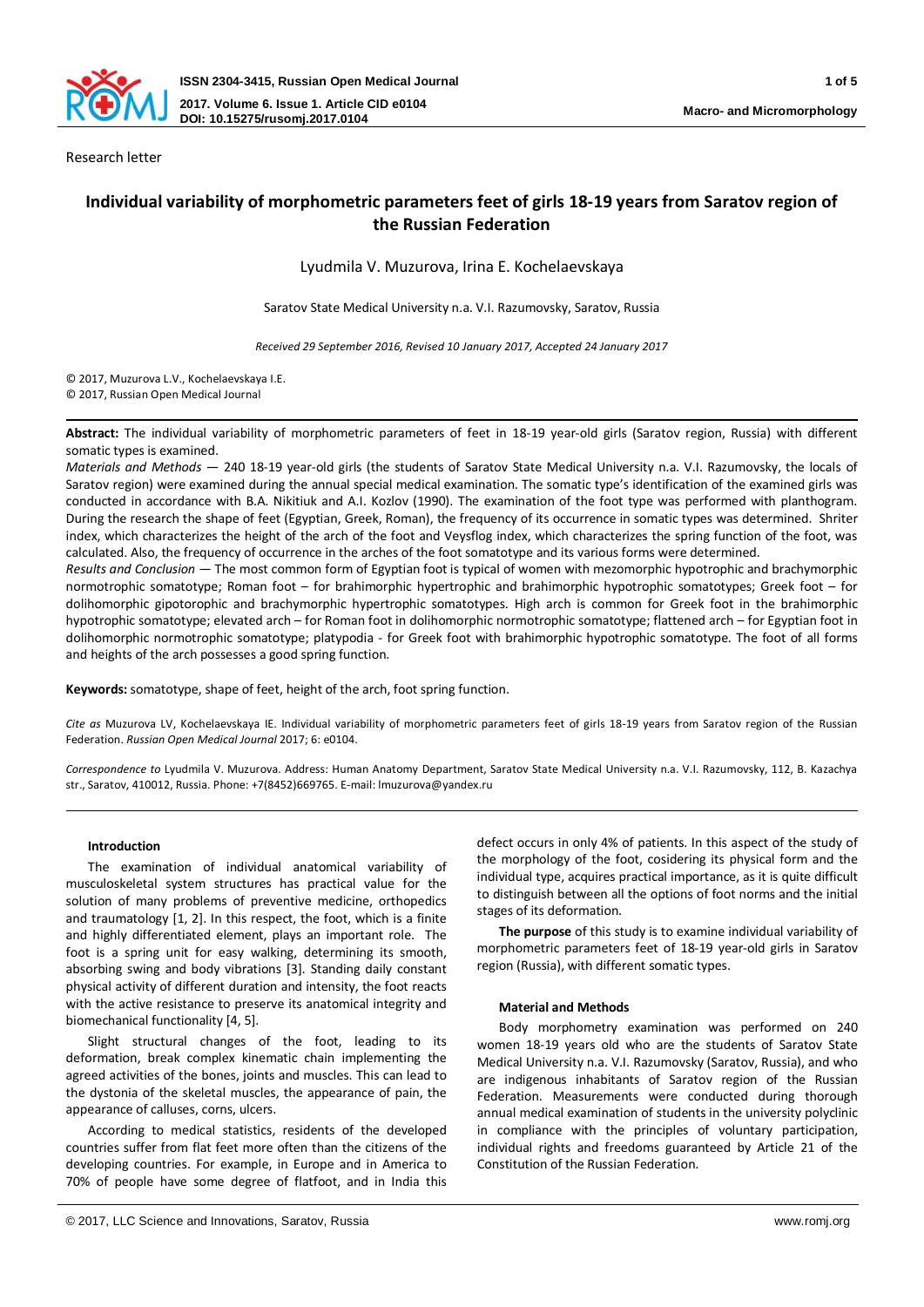Research letter

# Individual variability of morphometric parameters feet of girls 18-19 years from Saratov region of the Russian Federation

Lyudmila V. Muzurova, Irina E. Kochelaevskaya

Saratov State Medical University n.a. V.I. Razumovsky, Saratov, Russia

*Received 29 September 2016, Revised 10 January 2017, Accepted 24 January 2017*

© 2017, Muzurova L.V., Kochelaevskaya I.E.
© 2017, Russian Open Medical Journal

**Abstract:** The individual variability of morphometric parameters of feet in 18-19 year-old girls (Saratov region, Russia) with different somatic types is examined.

*Materials and Methods* — 240 18-19 year-old girls (the students of Saratov State Medical University n.a. V.I. Razumovsky, the locals of Saratov region) were examined during the annual special medical examination. The somatic type's identification of the examined girls was conducted in accordance with B.A. Nikitiuk and A.I. Kozlov (1990). The examination of the foot type was performed with planthogram. During the research the shape of feet (Egyptian, Greek, Roman), the frequency of its occurrence in somatic types was determined. Shriter index, which characterizes the height of the arch of the foot and Veysflog index, which characterizes the spring function of the foot, was calculated. Also, the frequency of occurrence in the arches of the foot somatotype and its various forms were determined.

*Results and Conclusion* — The most common form of Egyptian foot is typical of women with mezomorphic hypotrophic and brachymorphic normotrophic somatotype; Roman foot – for brahimorphic hypertrophic and brahimorphic hypotrophic somatotypes; Greek foot – for dolihomorphic gipotorophic and brachymorphic hypertrophic somatotypes. High arch is common for Greek foot in the brahimorphic hypotrophic somatotype; elevated arch – for Roman foot in dolihomorphic normotrophic somatotype; flattened arch – for Egyptian foot in dolihomorphic normotrophic somatotype; platypodia - for Greek foot with brahimorphic hypotrophic somatotype. The foot of all forms and heights of the arch possesses a good spring function.

**Keywords:** somatotype, shape of feet, height of the arch, foot spring function.

*Cite as* Muzurova LV, Kochelaevskaya IE. Individual variability of morphometric parameters feet of girls 18-19 years from Saratov region of the Russian Federation. *Russian Open Medical Journal* 2017; 6: e0104.

*Correspondence to* Lyudmila V. Muzurova. Address: Human Anatomy Department, Saratov State Medical University n.a. V.I. Razumovsky, 112, B. Kazachya str., Saratov, 410012, Russia. Phone: +7(8452)669765. E-mail: lmuzurova@yandex.ru

### Introduction

The examination of individual anatomical variability of musculoskeletal system structures has practical value for the solution of many problems of preventive medicine, orthopedics and traumatology [1, 2]. In this respect, the foot, which is a finite and highly differentiated element, plays an important role. The foot is a spring unit for easy walking, determining its smooth, absorbing swing and body vibrations [3]. Standing daily constant physical activity of different duration and intensity, the foot reacts with the active resistance to preserve its anatomical integrity and biomechanical functionality [4, 5].

Slight structural changes of the foot, leading to its deformation, break complex kinematic chain implementing the agreed activities of the bones, joints and muscles. This can lead to the dystonia of the skeletal muscles, the appearance of pain, the appearance of calluses, corns, ulcers.

According to medical statistics, residents of the developed countries suffer from flat feet more often than the citizens of the developing countries. For example, in Europe and in America to 70% of people have some degree of flatfoot, and in India this defect occurs in only 4% of patients. In this aspect of the study of the morphology of the foot, cosidering its physical form and the individual type, acquires practical importance, as it is quite difficult to distinguish between all the options of foot norms and the initial stages of its deformation.

**The purpose** of this study is to examine individual variability of morphometric parameters feet of 18-19 year-old girls in Saratov region (Russia), with different somatic types.

### Material and Methods

Body morphometry examination was performed on 240 women 18-19 years old who are the students of Saratov State Medical University n.a. V.I. Razumovsky (Saratov, Russia), and who are indigenous inhabitants of Saratov region of the Russian Federation. Measurements were conducted during thorough annual medical examination of students in the university polyclinic in compliance with the principles of voluntary participation, individual rights and freedoms guaranteed by Article 21 of the Constitution of the Russian Federation.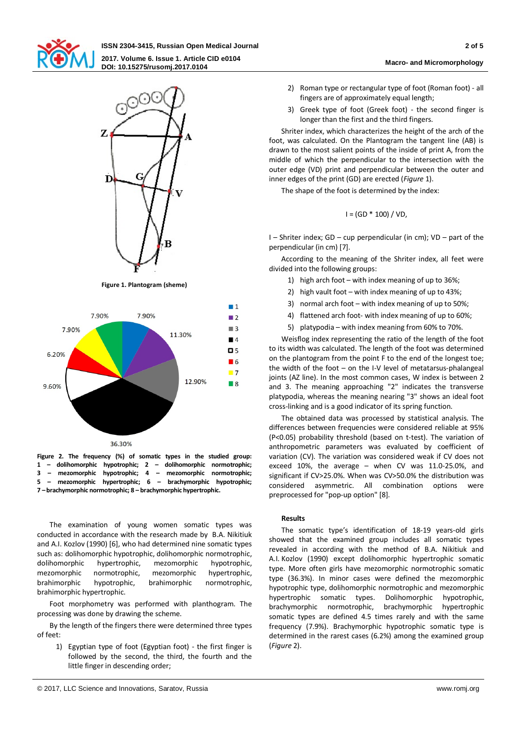**Figure 1. Plantogram (sheme)**

**Figure 2. The frequency (%) of somatic types in the studied group: 1 – dolihomorphic hypotrophic; 2 – dolihomorphic normotrophic; 3 – mezomorphic hypotrophic; 4 – mezomorphic normotrophic; 5 – mezomorphic hypertrophic; 6 – brachymorphic hypotrophic; 7 – brachymorphic normotrophic; 8 – brachymorphic hypertrophic.**

The examination of young women somatic types was conducted in accordance with the research made by B.A. Nikitiuk and A.I. Kozlov (1990) [6], who had determined nine somatic types such as: dolihomorphic hypotrophic, dolihomorphic normotrophic, dolihomorphic hypertrophic, mezomorphic hypotrophic, mezomorphic normotrophic, mezomorphic hypertrophic, brahimorphic hypotrophic, brahimorphic normotrophic, brahimorphic hypertrophic.

Foot morphometry was performed with planthogram. The processing was done by drawing the scheme.

By the length of the fingers there were determined three types of feet:

1) Egyptian type of foot (Egyptian foot) - the first finger is followed by the second, the third, the fourth and the little finger in descending order;
2) Roman type or rectangular type of foot (Roman foot) - all fingers are of approximately equal length;
3) Greek type of foot (Greek foot) - the second finger is longer than the first and the third fingers.

Shriter index, which characterizes the height of the arch of the foot, was calculated. On the Plantogram the tangent line (AB) is drawn to the most salient points of the inside of print A, from the middle of which the perpendicular to the intersection with the outer edge (VD) print and perpendicular between the outer and inner edges of the print (GD) are erected (*Figure* 1).

The shape of the foot is determined by the index:

$$I = (GD * 100) / VD,$$

I – Shriter index; GD – cup perpendicular (in cm); VD – part of the perpendicular (in cm) [7].

According to the meaning of the Shriter index, all feet were divided into the following groups:

1) high arch foot – with index meaning of up to 36%;
2) high vault foot – with index meaning of up to 43%;
3) normal arch foot – with index meaning of up to 50%;
4) flattened arch foot- with index meaning of up to 60%;
5) platypodia – with index meaning from 60% to 70%.

Weisflog index representing the ratio of the length of the foot to its width was calculated. The length of the foot was determined on the plantogram from the point F to the end of the longest toe; the width of the foot – on the I-V level of metatarsus-phalangeal joints (AZ line). In the most common cases, W index is between 2 and 3. The meaning approaching "2" indicates the transverse platypodia, whereas the meaning nearing "3" shows an ideal foot cross-linking and is a good indicator of its spring function.

The obtained data was processed by statistical analysis. The differences between frequencies were considered reliable at 95% ($P<0.05$) probability threshold (based on t-test). The variation of anthropometric parameters was evaluated by coefficient of variation (CV). The variation was considered weak if CV does not exceed 10%, the average – when CV was 11.0-25.0%, and significant if CV>25.0%. When was CV>50.0% the distribution was considered asymmetric. All combination options were preprocessed for "pop-up option" [8].

## Results

The somatic type's identification of 18-19 years-old girls showed that the examined group includes all somatic types revealed in according with the method of B.A. Nikitiuk and A.I. Kozlov (1990) except dolihomorphic hypertrophic somatic type. More often girls have mezomorphic normotrophic somatic type (36.3%). In minor cases were defined the mezomorphic hypotrophic type, dolihomorphic normotrophic and mezomorphic hypertrophic somatic types. Dolihomorphic hypotrophic, brachymorphic normotrophic, brachymorphic hypertrophic somatic types are defined 4.5 times rarely and with the same frequency (7.9%). Brachymorphic hypotrophic somatic type is determined in the rarest cases (6.2%) among the examined group (*Figure* 2).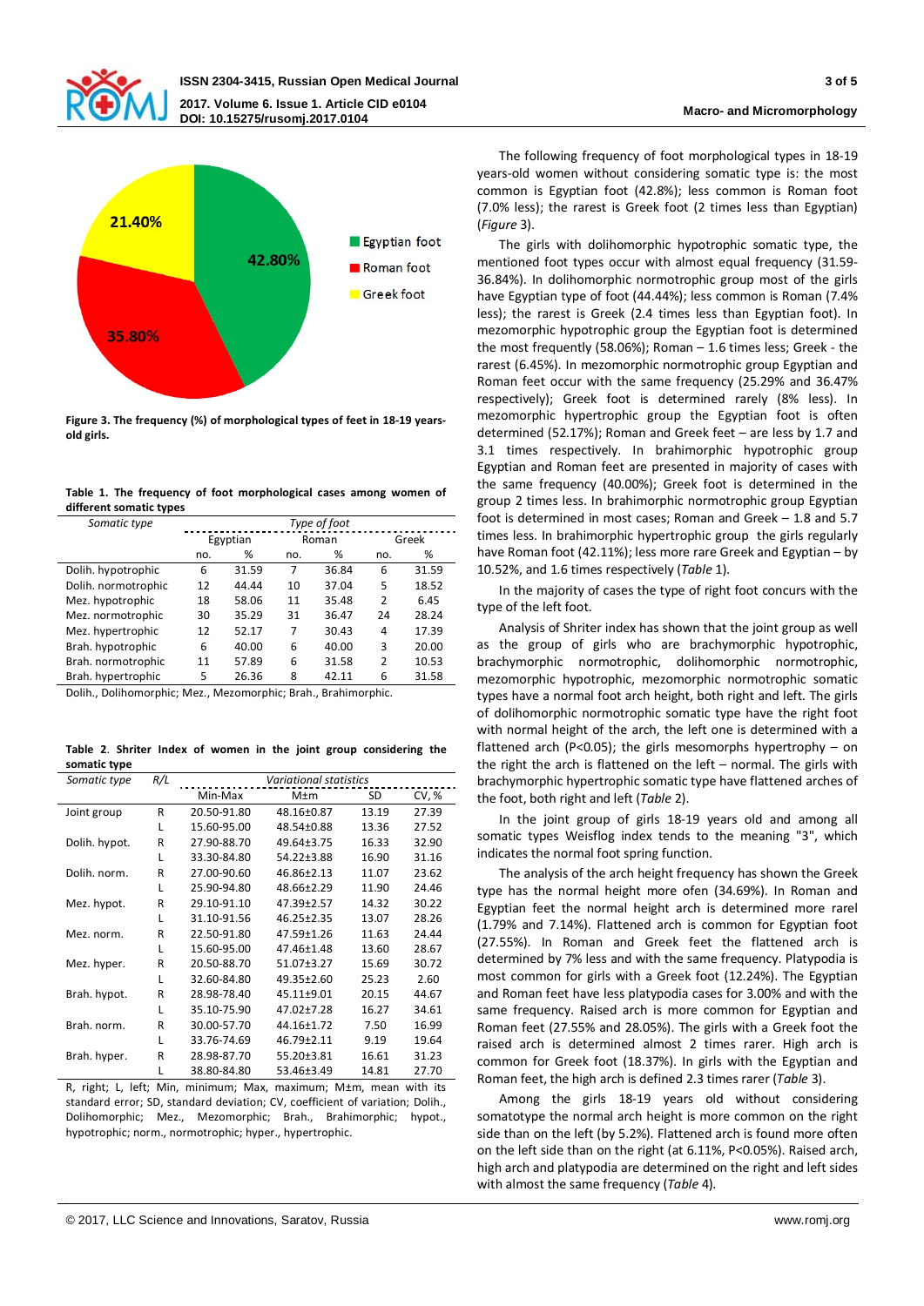Figure 3. The frequency (%) of morphological types of feet in 18-19 years-old girls.

Table 1. The frequency of foot morphological cases among women of different somatic types

| Somatic type | Type of foot | | | | | |
|---|---|---|---|---|---|---|
| | Egyptian | | Roman | | Greek | |
| | no. | % | no. | % | no. | % |
| Dolih. hypotrophic | 6 | 31.59 | 7 | 36.84 | 6 | 31.59 |
| Dolih. normotrophic | 12 | 44.44 | 10 | 37.04 | 5 | 18.52 |
| Mez. hypotrophic | 18 | 58.06 | 11 | 35.48 | 2 | 6.45 |
| Mez. normotrophic | 30 | 35.29 | 31 | 36.47 | 24 | 28.24 |
| Mez. hypertrophic | 12 | 52.17 | 7 | 30.43 | 4 | 17.39 |
| Brah. hypotrophic | 6 | 40.00 | 6 | 40.00 | 3 | 20.00 |
| Brah. normotrophic | 11 | 57.89 | 6 | 31.58 | 2 | 10.53 |
| Brah. hypertrophic | 5 | 26.36 | 8 | 42.11 | 6 | 31.58 |

Dolih., Dolihomorphic; Mez., Mezomorphic; Brah., Brahimorphic.

Table 2. Shriter Index of women in the joint group considering the somatic type

| Somatic type | R/L | Variational statistics | | | |
|---|---|---|---|---|---|
| | | Min-Max | M±m | SD | CV, % |
| Joint group | R | 20.50-91.80 | 48.16±0.87 | 13.19 | 27.39 |
| | L | 15.60-95.00 | 48.54±0.88 | 13.36 | 27.52 |
| Dolih. hypot. | R | 27.90-88.70 | 49.64±3.75 | 16.33 | 32.90 |
| | L | 33.30-84.80 | 54.22±3.88 | 16.90 | 31.16 |
| Dolih. norm. | R | 27.00-90.60 | 46.86±2.13 | 11.07 | 23.62 |
| | L | 25.90-94.80 | 48.66±2.29 | 11.90 | 24.46 |
| Mez. hypot. | R | 29.10-91.10 | 47.39±2.57 | 14.32 | 30.22 |
| | L | 31.10-91.56 | 46.25±2.35 | 13.07 | 28.26 |
| Mez. norm. | R | 22.50-91.80 | 47.59±1.26 | 11.63 | 24.44 |
| | L | 15.60-95.00 | 47.46±1.48 | 13.60 | 28.67 |
| Mez. hyper. | R | 20.50-88.70 | 51.07±3.27 | 15.69 | 30.72 |
| | L | 32.60-84.80 | 49.35±2.60 | 25.23 | 2.60 |
| Brah. hypot. | R | 28.98-78.40 | 45.11±9.01 | 20.15 | 44.67 |
| | L | 35.10-75.90 | 47.02±7.28 | 16.27 | 34.61 |
| Brah. norm. | R | 30.00-57.70 | 44.16±1.72 | 7.50 | 16.99 |
| | L | 33.76-74.69 | 46.79±2.11 | 9.19 | 19.64 |
| Brah. hyper. | R | 28.98-87.70 | 55.20±3.81 | 16.61 | 31.23 |
| | L | 38.80-84.80 | 53.46±3.49 | 14.81 | 27.70 |

R, right; L, left; Min, minimum; Max, maximum; M±m, mean with its standard error; SD, standard deviation; CV, coefficient of variation; Dolih., Dolihomorphic; Mez., Mezomorphic; Brah., Brahimorphic; hypot., hypotrophic; norm., normotrophic; hyper., hypertrophic.

The following frequency of foot morphological types in 18-19 years-old women without considering somatic type is: the most common is Egyptian foot (42.8%); less common is Roman foot (7.0% less); the rarest is Greek foot (2 times less than Egyptian) (*Figure* 3).

The girls with dolihomorphic hypotrophic somatic type, the mentioned foot types occur with almost equal frequency (31.59-36.84%). In dolihomorphic normotrophic group most of the girls have Egyptian type of foot (44.44%); less common is Roman (7.4% less); the rarest is Greek (2.4 times less than Egyptian foot). In mezomorphic hypotrophic group the Egyptian foot is determined the most frequently (58.06%); Roman – 1.6 times less; Greek - the rarest (6.45%). In mezomorphic normotrophic group Egyptian and Roman feet occur with the same frequency (25.29% and 36.47% respectively); Greek foot is determined rarely (8% less). In mezomorphic hypertrophic group the Egyptian foot is often determined (52.17%); Roman and Greek feet – are less by 1.7 and 3.1 times respectively. In brahimorphic hypotrophic group Egyptian and Roman feet are presented in majority of cases with the same frequency (40.00%); Greek foot is determined in the group 2 times less. In brahimorphic normotrophic group Egyptian foot is determined in most cases; Roman and Greek – 1.8 and 5.7 times less. In brahimorphic hypertrophic group the girls regularly have Roman foot (42.11%); less more rare Greek and Egyptian – by 10.52%, and 1.6 times respectively (*Table* 1).

In the majority of cases the type of right foot concurs with the type of the left foot.

Analysis of Shriter index has shown that the joint group as well as the group of girls who are brachymorphic hypotrophic, brachymorphic normotrophic, dolihomorphic normotrophic, mezomorphic hypotrophic, mezomorphic normotrophic somatic types have a normal foot arch height, both right and left. The girls of dolihomorphic normotrophic somatic type have the right foot with normal height of the arch, the left one is determined with a flattened arch ($P<0.05$); the girls mesomorphs hypertrophy – on the right the arch is flattened on the left – normal. The girls with brachymorphic hypertrophic somatic type have flattened arches of the foot, both right and left (*Table* 2).

In the joint group of girls 18-19 years old and among all somatic types Weisflog index tends to the meaning "3", which indicates the normal foot spring function.

The analysis of the arch height frequency has shown the Greek type has the normal height more ofen (34.69%). In Roman and Egyptian feet the normal height is determined more rarel (1.79% and 7.14%). Flattened arch is common for Egyptian foot (27.55%). In Roman and Greek feet the flattened arch is determined by 7% less and with the same frequency. Platypodia is most common for girls with a Greek foot (12.24%). The Egyptian and Roman feet have less platypodia cases for 3.00% and with the same frequency. Raised arch is more common for Egyptian and Roman feet (27.55% and 28.05%). The girls with a Greek foot the raised arch is determined almost 2 times rarer. High arch is common for Greek foot (18.37%). In girls with the Egyptian and Roman feet, the high arch is defined 2.3 times rarer (*Table* 3).

Among the girls 18-19 years old without considering somatotype the normal arch height is more common on the right side than on the left (by 5.2%). Flattened arch is found more often on the left side than on the right (at 6.11%, $P<0.05\%$). Raised arch, high arch and platypodia are determined on the right and left sides with almost the same frequency (*Table* 4).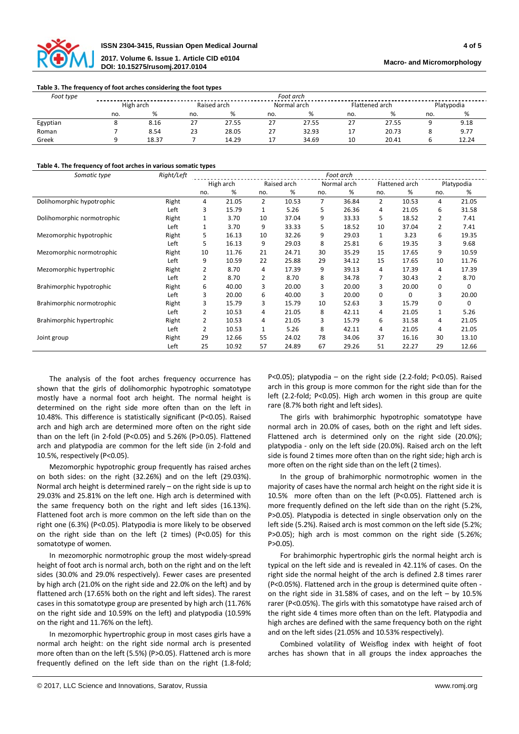**Table 3. The frequency of foot arches considering the foot types**

| Foot type | Foot arch | | | | | | | | | |
|---|---|---|---|---|---|---|---|---|---|---|
| | High arch | | Raised arch | | Normal arch | | Flattened arch | | Platypodia | |
| | no. | % | no. | % | no. | % | no. | % | no. | % |
| Egyptian | 8 | 8.16 | 27 | 27.55 | 27 | 27.55 | 27 | 27.55 | 9 | 9.18 |
| Roman | 7 | 8.54 | 23 | 28.05 | 27 | 32.93 | 17 | 20.73 | 8 | 9.77 |
| Greek | 9 | 18.37 | 7 | 14.29 | 17 | 34.69 | 10 | 20.41 | 6 | 12.24 |

**Table 4. The frequency of foot arches in various somatic types**

| Somatic type | Right/Left | Foot arch | | | | | | | | | |
|---|---|---|---|---|---|---|---|---|---|---|---|
| | | High arch | | Raised arch | | Normal arch | | Flattened arch | | Platypodia | |
| | | no. | % | no. | % | no. | % | no. | % | no. | % |
| Dolihomorphic hypotrophic | Right | 4 | 21.05 | 2 | 10.53 | 7 | 36.84 | 2 | 10.53 | 4 | 21.05 |
| | Left | 3 | 15.79 | 1 | 5.26 | 5 | 26.36 | 4 | 21.05 | 6 | 31.58 |
| Dolihomorphic normotrophic | Right | 1 | 3.70 | 10 | 37.04 | 9 | 33.33 | 5 | 18.52 | 2 | 7.41 |
| | Left | 1 | 3.70 | 9 | 33.33 | 5 | 18.52 | 10 | 37.04 | 2 | 7.41 |
| Mezomorphic hypotrophic | Right | 5 | 16.13 | 10 | 32.26 | 9 | 29.03 | 1 | 3.23 | 6 | 19.35 |
| | Left | 5 | 16.13 | 9 | 29.03 | 8 | 25.81 | 6 | 19.35 | 3 | 9.68 |
| Mezomorphic normotrophic | Right | 10 | 11.76 | 21 | 24.71 | 30 | 35.29 | 15 | 17.65 | 9 | 10.59 |
| | Left | 9 | 10.59 | 22 | 25.88 | 29 | 34.12 | 15 | 17.65 | 10 | 11.76 |
| Mezomorphic hypertrophic | Right | 2 | 8.70 | 4 | 17.39 | 9 | 39.13 | 4 | 17.39 | 4 | 17.39 |
| | Left | 2 | 8.70 | 2 | 8.70 | 8 | 34.78 | 7 | 30.43 | 2 | 8.70 |
| Brahimorphic hypotrophic | Right | 6 | 40.00 | 3 | 20.00 | 3 | 20.00 | 3 | 20.00 | 0 | 0 |
| | Left | 3 | 20.00 | 6 | 40.00 | 3 | 20.00 | 0 | 0 | 3 | 20.00 |
| Brahimorphic normotrophic | Right | 3 | 15.79 | 3 | 15.79 | 10 | 52.63 | 3 | 15.79 | 0 | 0 |
| | Left | 2 | 10.53 | 4 | 21.05 | 8 | 42.11 | 4 | 21.05 | 1 | 5.26 |
| Brahimorphic hypertrophic | Right | 2 | 10.53 | 4 | 21.05 | 3 | 15.79 | 6 | 31.58 | 4 | 21.05 |
| | Left | 2 | 10.53 | 1 | 5.26 | 8 | 42.11 | 4 | 21.05 | 4 | 21.05 |
| Joint group | Right | 29 | 12.66 | 55 | 24.02 | 78 | 34.06 | 37 | 16.16 | 30 | 13.10 |
| | Left | 25 | 10.92 | 57 | 24.89 | 67 | 29.26 | 51 | 22.27 | 29 | 12.66 |

The analysis of the foot arches frequency occurrence has shown that the girls of dolihomorphic hypotrophic somatotype mostly have a normal foot arch height. The normal height is determined on the right side more often than on the left in 10.48%. This difference is statistically significant (P<0.05). Raised arch and high arch are determined more often on the right side than on the left (in 2-fold (P<0.05) and 5.26% (P>0.05). Flattened arch and platypodia are common for the left side (in 2-fold and 10.5%, respectively (P<0.05).

Mezomorphic hypotrophic group frequently has raised arches on both sides: on the right (32.26%) and on the left (29.03%). Normal arch height is determined rarely – on the right side is up to 29.03% and 25.81% on the left one. High arch is determined with the same frequency both on the right and left sides (16.13%). Flattened foot arch is more common on the left side than on the right one (6.3%) (P<0.05). Platypodia is more likely to be observed on the right side than on the left (2 times) (P<0.05) for this somatotype of women.

In mezomorphic normotrophic group the most widely-spread height of foot arch is normal arch, both on the right and on the left sides (30.0% and 29.0% respectively). Fewer cases are presented by high arch (21.0% on the right side and 22.0% on the left) and by flattened arch (17.65% both on the right and left sides). The rarest cases in this somatotype group are presented by high arch (11.76% on the right side and 10.59% on the left) and platypodia (10.59% on the right and 11.76% on the left).

In mezomorphic hypertrophic group in most cases girls have a normal arch height: on the right side normal arch is presented more often than on the left (5.5%) (P>0.05). Flattened arch is more frequently defined on the left side than on the right (1.8-fold; P<0.05); platypodia – on the right side (2.2-fold; P<0.05). Raised arch in this group is more common for the right side than for the left (2.2-fold; P<0.05). High arch women in this group are quite rare (8.7% both right and left sides).

The girls with brahimorphic hypotrophic somatotype have normal arch in 20.0% of cases, both on the right and left sides. Flattened arch is determined only on the right side (20.0%); platypodia - only on the left side (20.0%). Raised arch on the left side is found 2 times more often than on the right side; high arch is more often on the right side than on the left (2 times).

In the group of brahimorphic normotrophic women in the majority of cases have the normal arch height on the right side it is 10.5% more often than on the left (P<0.05). Flattened arch is more frequently defined on the left side than on the right (5.2%, P>0.05). Platypodia is detected in single observation only on the left side (5.2%). Raised arch is most common on the left side (5.2%; P>0.05); high arch is most common on the right side (5.26%; P>0.05).

For brahimorphic hypertrophic girls the normal height arch is typical on the left side and is revealed in 42.11% of cases. On the right side the normal height of the arch is defined 2.8 times rarer (P<0.05%). Flattened arch in the group is determined quite often - on the right side in 31.58% of cases, and on the left – by 10.5% rarer (P<0.05%). The girls with this somatotype have raised arch of the right side 4 times more often than on the left. Platypodia and high arches are defined with the same frequency both on the right and on the left sides (21.05% and 10.53% respectively).

Combined volatility of Weisflog index with height of foot arches has shown that in all groups the index approaches the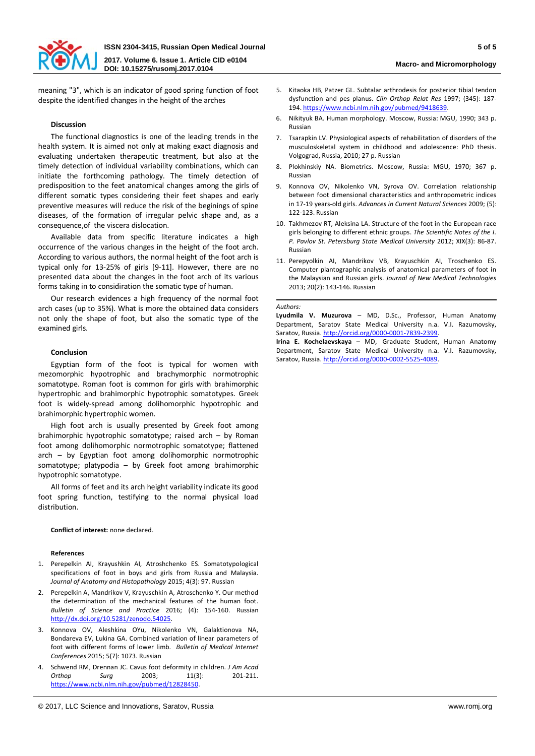meaning "3", which is an indicator of good spring function of foot despite the identified changes in the height of the arches

## Discussion

The functional diagnostics is one of the leading trends in the health system. It is aimed not only at making exact diagnosis and evaluating undertaken therapeutic treatment, but also at the timely detection of individual variability combinations, which can initiate the forthcoming pathology. The timely detection of predisposition to the feet anatomical changes among the girls of different somatic types considering their feet shapes and early preventive measures will reduce the risk of the beginings of spine diseases, of the formation of irregular pelvic shape and, as a consequence,of the viscera dislocation.

Available data from specific literature indicates a high occurrence of the various changes in the height of the foot arch. According to various authors, the normal height of the foot arch is typical only for 13-25% of girls [9-11]. However, there are no presented data about the changes in the foot arch of its various forms taking in to consideration the somatic type of human.

Our research evidences a high frequency of the normal foot arch cases (up to 35%). What is more the obtained data considers not only the shape of foot, but also the somatic type of the examined girls.

## Conclusion

Egyptian form of the foot is typical for women with mezomorphic hypotrophic and brachymorphic normotrophic somatotype. Roman foot is common for girls with brahimorphic hypertrophic and brahimorphic hypotrophic somatotypes. Greek foot is widely-spread among dolihomorphic hypotrophic and brahimorphic hypertrophic women.

High foot arch is usually presented by Greek foot among brahimorphic hypotrophic somatotype; raised arch – by Roman foot among dolihomorphic normotrophic somatotype; flattened arch – by Egyptian foot among dolihomorphic normotrophic somatotype; platypodia – by Greek foot among brahimorphic hypotrophic somatotype.

All forms of feet and its arch height variability indicate its good foot spring function, testifying to the normal physical load distribution.

**Conflict of interest:** none declared.

## References

1. Perepelkin AI, Krayushkin AI, Atroshchenko ES. Somatotypological specifications of foot in boys and girls from Russia and Malaysia. *Journal of Anatomy and Histopathology* 2015; 4(3): 97. Russian
2. Perepelkin A, Mandrikov V, Krayuschkin A, Atroschenko Y. Our method the determination of the mechanical features of the human foot. *Bulletin of Science and Practice* 2016; (4): 154-160. Russian http://dx.doi.org/10.5281/zenodo.54025.
3. Konnova OV, Aleshkina OYu, Nikolenko VN, Galaktionova NA, Bondareva EV, Lukina GA. Combined variation of linear parameters of foot with different forms of lower limb. *Bulletin of Medical Internet Conferences* 2015; 5(7): 1073. Russian
4. Schwend RM, Drennan JC. Cavus foot deformity in children. *J Am Acad Orthop Surg* 2003; 11(3): 201-211. https://www.ncbi.nlm.nih.gov/pubmed/12828450.
5. Kitaoka HB, Patzer GL. Subtalar arthrodesis for posterior tibial tendon dysfunction and pes planus. *Clin Orthop Relat Res* 1997; (345): 187-194. https://www.ncbi.nlm.nih.gov/pubmed/9418639.
6. Nikityuk BA. Human morphology. Moscow, Russia: MGU, 1990; 343 p. Russian
7. Tsarapkin LV. Physiological aspects of rehabilitation of disorders of the musculoskeletal system in childhood and adolescence: PhD thesis. Volgograd, Russia, 2010; 27 p. Russian
8. Plokhinskiy NA. Biometrics. Moscow, Russia: MGU, 1970; 367 p. Russian
9. Konnova OV, Nikolenko VN, Syrova OV. Correlation relationship between foot dimensional characteristics and anthropometric indices in 17-19 years-old girls. *Advances in Current Natural Sciences* 2009; (5): 122-123. Russian
10. Takhmezov RT, Aleksina LA. Structure of the foot in the European race girls belonging to different ethnic groups. *The Scientific Notes of the I. P. Pavlov St. Petersburg State Medical University* 2012; XIX(3): 86-87. Russian
11. Perepyolkin AI, Mandrikov VB, Krayuschkin AI, Troschenko ES. Computer plantographic analysis of anatomical parameters of foot in the Malaysian and Russian girls. *Journal of New Medical Technologies* 2013; 20(2): 143-146. Russian

*Authors:*

**Lyudmila V. Muzurova** – MD, D.Sc., Professor, Human Anatomy Department, Saratov State Medical University n.a. V.I. Razumovsky, Saratov, Russia. http://orcid.org/0000-0001-7839-2399.

**Irina E. Kochelaevskaya** – MD, Graduate Student, Human Anatomy Department, Saratov State Medical University n.a. V.I. Razumovsky, Saratov, Russia. http://orcid.org/0000-0002-5525-4089.